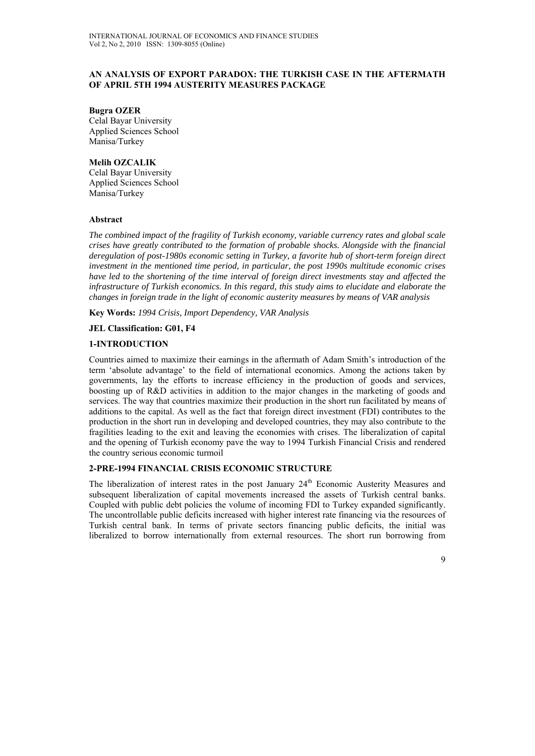# AN ANALYSIS OF EXPORT PARADOX: THE TURKISH CASE IN THE AFTERMATH OF APRIL 5TH 1994 AUSTERITY MEASURES PACKAGE

**Bugra OZER**
Celal Bayar University
Applied Sciences School
Manisa/Turkey

**Melih OZCALIK**
Celal Bayar University
Applied Sciences School
Manisa/Turkey

### Abstract

*The combined impact of the fragility of Turkish economy, variable currency rates and global scale crises have greatly contributed to the formation of probable shocks. Alongside with the financial deregulation of post-1980s economic setting in Turkey, a favorite hub of short-term foreign direct investment in the mentioned time period, in particular, the post 1990s multitude economic crises have led to the shortening of the time interval of foreign direct investments stay and affected the infrastructure of Turkish economics. In this regard, this study aims to elucidate and elaborate the changes in foreign trade in the light of economic austerity measures by means of VAR analysis*

**Key Words:** *1994 Crisis, Import Dependency, VAR Analysis*

**JEL Classification: G01, F4**

## 1-INTRODUCTION

Countries aimed to maximize their earnings in the aftermath of Adam Smith's introduction of the term 'absolute advantage' to the field of international economics. Among the actions taken by governments, lay the efforts to increase efficiency in the production of goods and services, boosting up of R&D activities in addition to the major changes in the marketing of goods and services. The way that countries maximize their production in the short run facilitated by means of additions to the capital. As well as the fact that foreign direct investment (FDI) contributes to the production in the short run in developing and developed countries, they may also contribute to the fragilities leading to the exit and leaving the economies with crises. The liberalization of capital and the opening of Turkish economy pave the way to 1994 Turkish Financial Crisis and rendered the country serious economic turmoil

## 2-PRE-1994 FINANCIAL CRISIS ECONOMIC STRUCTURE

The liberalization of interest rates in the post January 24th Economic Austerity Measures and subsequent liberalization of capital movements increased the assets of Turkish central banks. Coupled with public debt policies the volume of incoming FDI to Turkey expanded significantly. The uncontrollable public deficits increased with higher interest rate financing via the resources of Turkish central bank. In terms of private sectors financing public deficits, the initial was liberalized to borrow internationally from external resources. The short run borrowing from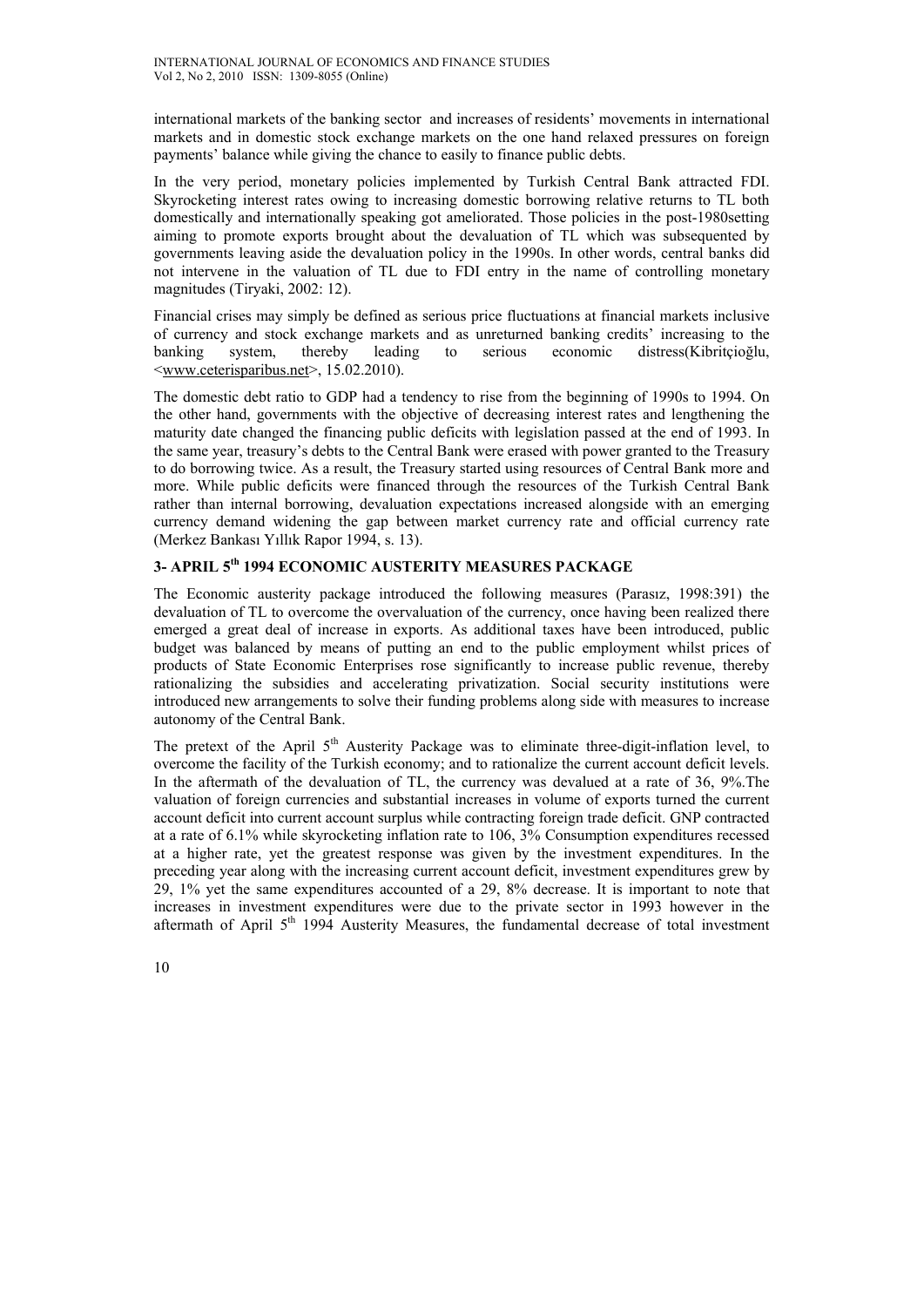international markets of the banking sector and increases of residents' movements in international markets and in domestic stock exchange markets on the one hand relaxed pressures on foreign payments' balance while giving the chance to easily to finance public debts.

In the very period, monetary policies implemented by Turkish Central Bank attracted FDI. Skyrocketing interest rates owing to increasing domestic borrowing relative returns to TL both domestically and internationally speaking got ameliorated. Those policies in the post-1980setting aiming to promote exports brought about the devaluation of TL which was subsequented by governments leaving aside the devaluation policy in the 1990s. In other words, central banks did not intervene in the valuation of TL due to FDI entry in the name of controlling monetary magnitudes (Tiryaki, 2002: 12).

Financial crises may simply be defined as serious price fluctuations at financial markets inclusive of currency and stock exchange markets and as unreturned banking credits' increasing to the banking system, thereby leading to serious economic distress(Kibritçioğlu, <www.ceterisparibus.net>, 15.02.2010).

The domestic debt ratio to GDP had a tendency to rise from the beginning of 1990s to 1994. On the other hand, governments with the objective of decreasing interest rates and lengthening the maturity date changed the financing public deficits with legislation passed at the end of 1993. In the same year, treasury's debts to the Central Bank were erased with power granted to the Treasury to do borrowing twice. As a result, the Treasury started using resources of Central Bank more and more. While public deficits were financed through the resources of the Turkish Central Bank rather than internal borrowing, devaluation expectations increased alongside with an emerging currency demand widening the gap between market currency rate and official currency rate (Merkez Bankası Yıllık Rapor 1994, s. 13).

## 3- APRIL 5th 1994 ECONOMIC AUSTERITY MEASURES PACKAGE

The Economic austerity package introduced the following measures (Parasız, 1998:391) the devaluation of TL to overcome the overvaluation of the currency, once having been realized there emerged a great deal of increase in exports. As additional taxes have been introduced, public budget was balanced by means of putting an end to the public employment whilst prices of products of State Economic Enterprises rose significantly to increase public revenue, thereby rationalizing the subsidies and accelerating privatization. Social security institutions were introduced new arrangements to solve their funding problems along side with measures to increase autonomy of the Central Bank.

The pretext of the April 5th Austerity Package was to eliminate three-digit-inflation level, to overcome the facility of the Turkish economy; and to rationalize the current account deficit levels. In the aftermath of the devaluation of TL, the currency was devalued at a rate of 36, 9%.The valuation of foreign currencies and substantial increases in volume of exports turned the current account deficit into current account surplus while contracting foreign trade deficit. GNP contracted at a rate of 6.1% while skyrocketing inflation rate to 106, 3% Consumption expenditures recessed at a higher rate, yet the greatest response was given by the investment expenditures. In the preceding year along with the increasing current account deficit, investment expenditures grew by 29, 1% yet the same expenditures accounted of a 29, 8% decrease. It is important to note that increases in investment expenditures were due to the private sector in 1993 however in the aftermath of April 5th 1994 Austerity Measures, the fundamental decrease of total investment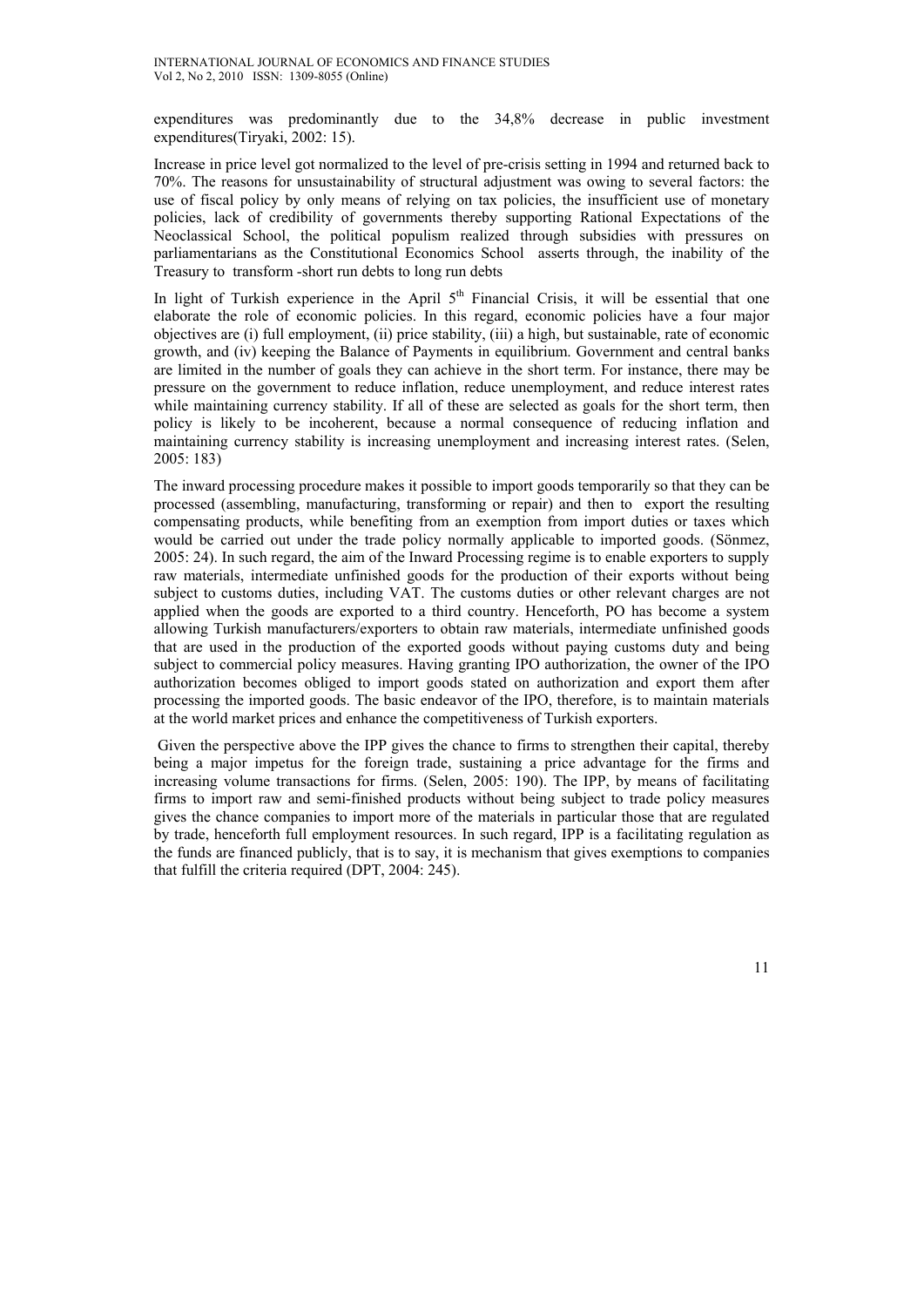expenditures was predominantly due to the 34,8% decrease in public investment expenditures(Tiryaki, 2002: 15).

Increase in price level got normalized to the level of pre-crisis setting in 1994 and returned back to 70%. The reasons for unsustainability of structural adjustment was owing to several factors: the use of fiscal policy by only means of relying on tax policies, the insufficient use of monetary policies, lack of credibility of governments thereby supporting Rational Expectations of the Neoclassical School, the political populism realized through subsidies with pressures on parliamentarians as the Constitutional Economics School asserts through, the inability of the Treasury to transform -short run debts to long run debts

In light of Turkish experience in the April 5th Financial Crisis, it will be essential that one elaborate the role of economic policies. In this regard, economic policies have a four major objectives are (i) full employment, (ii) price stability, (iii) a high, but sustainable, rate of economic growth, and (iv) keeping the Balance of Payments in equilibrium. Government and central banks are limited in the number of goals they can achieve in the short term. For instance, there may be pressure on the government to reduce inflation, reduce unemployment, and reduce interest rates while maintaining currency stability. If all of these are selected as goals for the short term, then policy is likely to be incoherent, because a normal consequence of reducing inflation and maintaining currency stability is increasing unemployment and increasing interest rates. (Selen, 2005: 183)

The inward processing procedure makes it possible to import goods temporarily so that they can be processed (assembling, manufacturing, transforming or repair) and then to export the resulting compensating products, while benefiting from an exemption from import duties or taxes which would be carried out under the trade policy normally applicable to imported goods. (Sönmez, 2005: 24). In such regard, the aim of the Inward Processing regime is to enable exporters to supply raw materials, intermediate unfinished goods for the production of their exports without being subject to customs duties, including VAT. The customs duties or other relevant charges are not applied when the goods are exported to a third country. Henceforth, PO has become a system allowing Turkish manufacturers/exporters to obtain raw materials, intermediate unfinished goods that are used in the production of the exported goods without paying customs duty and being subject to commercial policy measures. Having granting IPO authorization, the owner of the IPO authorization becomes obliged to import goods stated on authorization and export them after processing the imported goods. The basic endeavor of the IPO, therefore, is to maintain materials at the world market prices and enhance the competitiveness of Turkish exporters.

Given the perspective above the IPP gives the chance to firms to strengthen their capital, thereby being a major impetus for the foreign trade, sustaining a price advantage for the firms and increasing volume transactions for firms. (Selen, 2005: 190). The IPP, by means of facilitating firms to import raw and semi-finished products without being subject to trade policy measures gives the chance companies to import more of the materials in particular those that are regulated by trade, henceforth full employment resources. In such regard, IPP is a facilitating regulation as the funds are financed publicly, that is to say, it is mechanism that gives exemptions to companies that fulfill the criteria required (DPT, 2004: 245).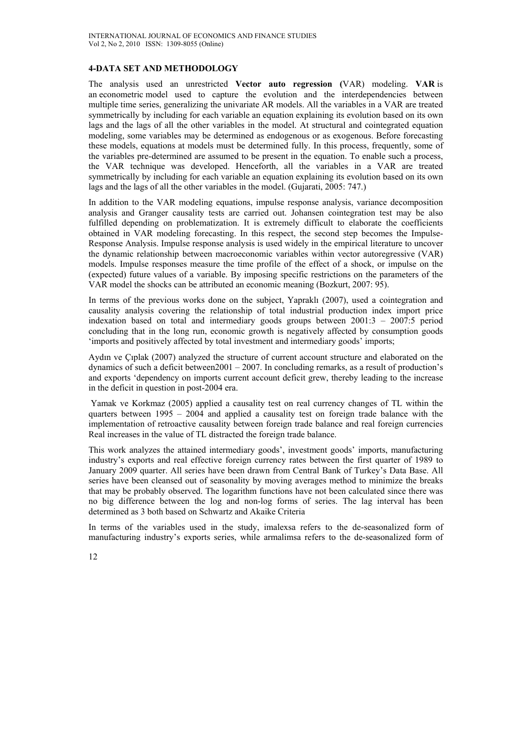## 4-DATA SET AND METHODOLOGY

The analysis used an unrestricted **Vector auto regression (**VAR) modeling. **VAR** is an econometric model used to capture the evolution and the interdependencies between multiple time series, generalizing the univariate AR models. All the variables in a VAR are treated symmetrically by including for each variable an equation explaining its evolution based on its own lags and the lags of all the other variables in the model. At structural and cointegrated equation modeling, some variables may be determined as endogenous or as exogenous. Before forecasting these models, equations at models must be determined fully. In this process, frequently, some of the variables pre-determined are assumed to be present in the equation. To enable such a process, the VAR technique was developed. Henceforth, all the variables in a VAR are treated symmetrically by including for each variable an equation explaining its evolution based on its own lags and the lags of all the other variables in the model. (Gujarati, 2005: 747.)

In addition to the VAR modeling equations, impulse response analysis, variance decomposition analysis and Granger causality tests are carried out. Johansen cointegration test may be also fulfilled depending on problematization. It is extremely difficult to elaborate the coefficients obtained in VAR modeling forecasting. In this respect, the second step becomes the Impulse-Response Analysis. Impulse response analysis is used widely in the empirical literature to uncover the dynamic relationship between macroeconomic variables within vector autoregressive (VAR) models. Impulse responses measure the time profile of the effect of a shock, or impulse on the (expected) future values of a variable. By imposing specific restrictions on the parameters of the VAR model the shocks can be attributed an economic meaning (Bozkurt, 2007: 95).

In terms of the previous works done on the subject, Yapraklı (2007), used a cointegration and causality analysis covering the relationship of total industrial production index import price indexation based on total and intermediary goods groups between 2001:3 – 2007:5 period concluding that in the long run, economic growth is negatively affected by consumption goods 'imports and positively affected by total investment and intermediary goods' imports;

Aydın ve Çıplak (2007) analyzed the structure of current account structure and elaborated on the dynamics of such a deficit between2001 – 2007. In concluding remarks, as a result of production's and exports 'dependency on imports current account deficit grew, thereby leading to the increase in the deficit in question in post-2004 era.

Yamak ve Korkmaz (2005) applied a causality test on real currency changes of TL within the quarters between 1995 – 2004 and applied a causality test on foreign trade balance with the implementation of retroactive causality between foreign trade balance and real foreign currencies Real increases in the value of TL distracted the foreign trade balance.

This work analyzes the attained intermediary goods', investment goods' imports, manufacturing industry's exports and real effective foreign currency rates between the first quarter of 1989 to January 2009 quarter. All series have been drawn from Central Bank of Turkey's Data Base. All series have been cleansed out of seasonality by moving averages method to minimize the breaks that may be probably observed. The logarithm functions have not been calculated since there was no big difference between the log and non-log forms of series. The lag interval has been determined as 3 both based on Schwartz and Akaike Criteria

In terms of the variables used in the study, imalexsa refers to the de-seasonalized form of manufacturing industry's exports series, while armalimsa refers to the de-seasonalized form of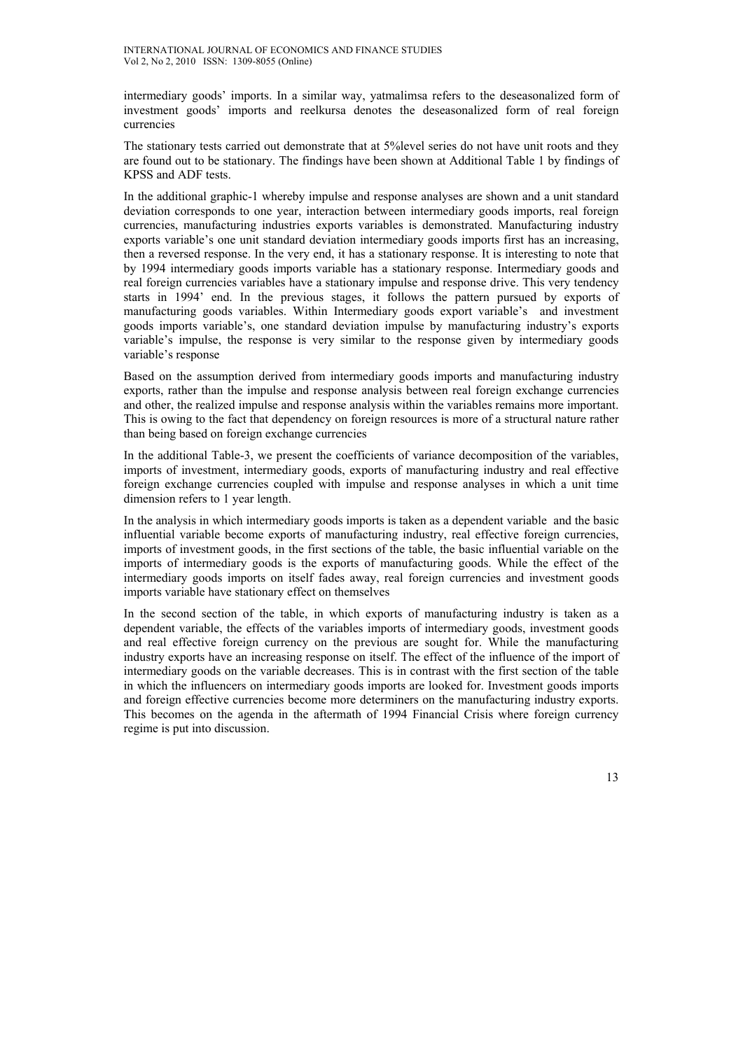intermediary goods' imports. In a similar way, yatmalimsa refers to the deseasonalized form of investment goods' imports and reelkursa denotes the deseasonalized form of real foreign currencies

The stationary tests carried out demonstrate that at 5%level series do not have unit roots and they are found out to be stationary. The findings have been shown at Additional Table 1 by findings of KPSS and ADF tests.

In the additional graphic-1 whereby impulse and response analyses are shown and a unit standard deviation corresponds to one year, interaction between intermediary goods imports, real foreign currencies, manufacturing industries exports variables is demonstrated. Manufacturing industry exports variable's one unit standard deviation intermediary goods imports first has an increasing, then a reversed response. In the very end, it has a stationary response. It is interesting to note that by 1994 intermediary goods imports variable has a stationary response. Intermediary goods and real foreign currencies variables have a stationary impulse and response drive. This very tendency starts in 1994' end. In the previous stages, it follows the pattern pursued by exports of manufacturing goods variables. Within Intermediary goods export variable's and investment goods imports variable's, one standard deviation impulse by manufacturing industry's exports variable's impulse, the response is very similar to the response given by intermediary goods variable's response

Based on the assumption derived from intermediary goods imports and manufacturing industry exports, rather than the impulse and response analysis between real foreign exchange currencies and other, the realized impulse and response analysis within the variables remains more important. This is owing to the fact that dependency on foreign resources is more of a structural nature rather than being based on foreign exchange currencies

In the additional Table-3, we present the coefficients of variance decomposition of the variables, imports of investment, intermediary goods, exports of manufacturing industry and real effective foreign exchange currencies coupled with impulse and response analyses in which a unit time dimension refers to 1 year length.

In the analysis in which intermediary goods imports is taken as a dependent variable and the basic influential variable become exports of manufacturing industry, real effective foreign currencies, imports of investment goods, in the first sections of the table, the basic influential variable on the imports of intermediary goods is the exports of manufacturing goods. While the effect of the intermediary goods imports on itself fades away, real foreign currencies and investment goods imports variable have stationary effect on themselves

In the second section of the table, in which exports of manufacturing industry is taken as a dependent variable, the effects of the variables imports of intermediary goods, investment goods and real effective foreign currency on the previous are sought for. While the manufacturing industry exports have an increasing response on itself. The effect of the influence of the import of intermediary goods on the variable decreases. This is in contrast with the first section of the table in which the influencers on intermediary goods imports are looked for. Investment goods imports and foreign effective currencies become more determiners on the manufacturing industry exports. This becomes on the agenda in the aftermath of 1994 Financial Crisis where foreign currency regime is put into discussion.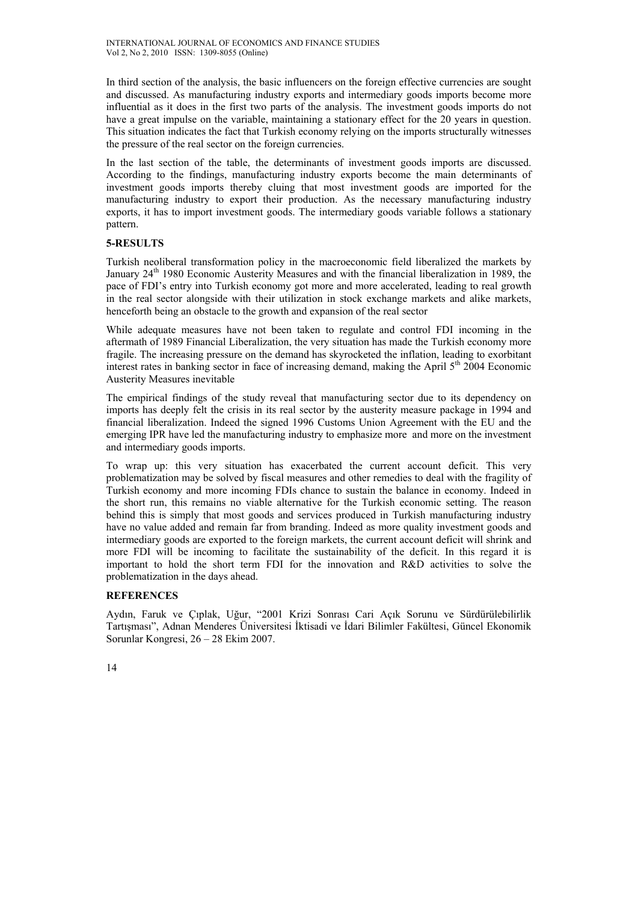In third section of the analysis, the basic influencers on the foreign effective currencies are sought and discussed. As manufacturing industry exports and intermediary goods imports become more influential as it does in the first two parts of the analysis. The investment goods imports do not have a great impulse on the variable, maintaining a stationary effect for the 20 years in question. This situation indicates the fact that Turkish economy relying on the imports structurally witnesses the pressure of the real sector on the foreign currencies.

In the last section of the table, the determinants of investment goods imports are discussed. According to the findings, manufacturing industry exports become the main determinants of investment goods imports thereby cluing that most investment goods are imported for the manufacturing industry to export their production. As the necessary manufacturing industry exports, it has to import investment goods. The intermediary goods variable follows a stationary pattern.

## 5-RESULTS

Turkish neoliberal transformation policy in the macroeconomic field liberalized the markets by January 24th 1980 Economic Austerity Measures and with the financial liberalization in 1989, the pace of FDI's entry into Turkish economy got more and more accelerated, leading to real growth in the real sector alongside with their utilization in stock exchange markets and alike markets, henceforth being an obstacle to the growth and expansion of the real sector

While adequate measures have not been taken to regulate and control FDI incoming in the aftermath of 1989 Financial Liberalization, the very situation has made the Turkish economy more fragile. The increasing pressure on the demand has skyrocketed the inflation, leading to exorbitant interest rates in banking sector in face of increasing demand, making the April 5th 2004 Economic Austerity Measures inevitable

The empirical findings of the study reveal that manufacturing sector due to its dependency on imports has deeply felt the crisis in its real sector by the austerity measure package in 1994 and financial liberalization. Indeed the signed 1996 Customs Union Agreement with the EU and the emerging IPR have led the manufacturing industry to emphasize more and more on the investment and intermediary goods imports.

To wrap up: this very situation has exacerbated the current account deficit. This very problematization may be solved by fiscal measures and other remedies to deal with the fragility of Turkish economy and more incoming FDIs chance to sustain the balance in economy. Indeed in the short run, this remains no viable alternative for the Turkish economic setting. The reason behind this is simply that most goods and services produced in Turkish manufacturing industry have no value added and remain far from branding. Indeed as more quality investment goods and intermediary goods are exported to the foreign markets, the current account deficit will shrink and more FDI will be incoming to facilitate the sustainability of the deficit. In this regard it is important to hold the short term FDI for the innovation and R&D activities to solve the problematization in the days ahead.

## REFERENCES

Aydın, Faruk ve Çıplak, Uğur, "2001 Krizi Sonrası Cari Açık Sorunu ve Sürdürülebilirlik Tartışması", Adnan Menderes Üniversitesi İktisadi ve İdari Bilimler Fakültesi, Güncel Ekonomik Sorunlar Kongresi, 26 – 28 Ekim 2007.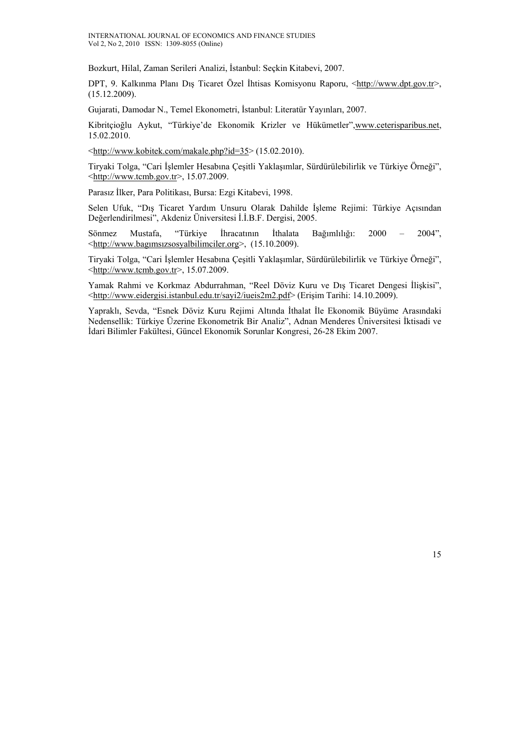Bozkurt, Hilal, Zaman Serileri Analizi, İstanbul: Seçkin Kitabevi, 2007.

DPT, 9. Kalkınma Planı Dış Ticaret Özel İhtisas Komisyonu Raporu, <http://www.dpt.gov.tr>, (15.12.2009).

Gujarati, Damodar N., Temel Ekonometri, İstanbul: Literatür Yayınları, 2007.

Kibritçioğlu Aykut, "Türkiye'de Ekonomik Krizler ve Hükümetler",www.ceterisparibus.net, 15.02.2010.

<http://www.kobitek.com/makale.php?id=35> (15.02.2010).

Tiryaki Tolga, "Cari İşlemler Hesabına Çeşitli Yaklaşımlar, Sürdürülebilirlik ve Türkiye Örneği", <http://www.tcmb.gov.tr>, 15.07.2009.

Parasız İlker, Para Politikası, Bursa: Ezgi Kitabevi, 1998.

Selen Ufuk, "Dış Ticaret Yardım Unsuru Olarak Dahilde İşleme Rejimi: Türkiye Açısından Değerlendirilmesi", Akdeniz Üniversitesi İ.İ.B.F. Dergisi, 2005.

Sönmez Mustafa, "Türkiye İhracatının İthalata Bağımlılığı: 2000 – 2004", <http://www.bagımsızsosyalbilimciler.org>, (15.10.2009).

Tiryaki Tolga, "Cari İşlemler Hesabına Çeşitli Yaklaşımlar, Sürdürülebilirlik ve Türkiye Örneği", <http://www.tcmb.gov.tr>, 15.07.2009.

Yamak Rahmi ve Korkmaz Abdurrahman, "Reel Döviz Kuru ve Dış Ticaret Dengesi İlişkisi", <http://www.eidergisi.istanbul.edu.tr/sayi2/iueis2m2.pdf> (Erişim Tarihi: 14.10.2009).

Yapraklı, Sevda, "Esnek Döviz Kuru Rejimi Altında İthalat İle Ekonomik Büyüme Arasındaki Nedensellik: Türkiye Üzerine Ekonometrik Bir Analiz", Adnan Menderes Üniversitesi İktisadi ve İdari Bilimler Fakültesi, Güncel Ekonomik Sorunlar Kongresi, 26-28 Ekim 2007.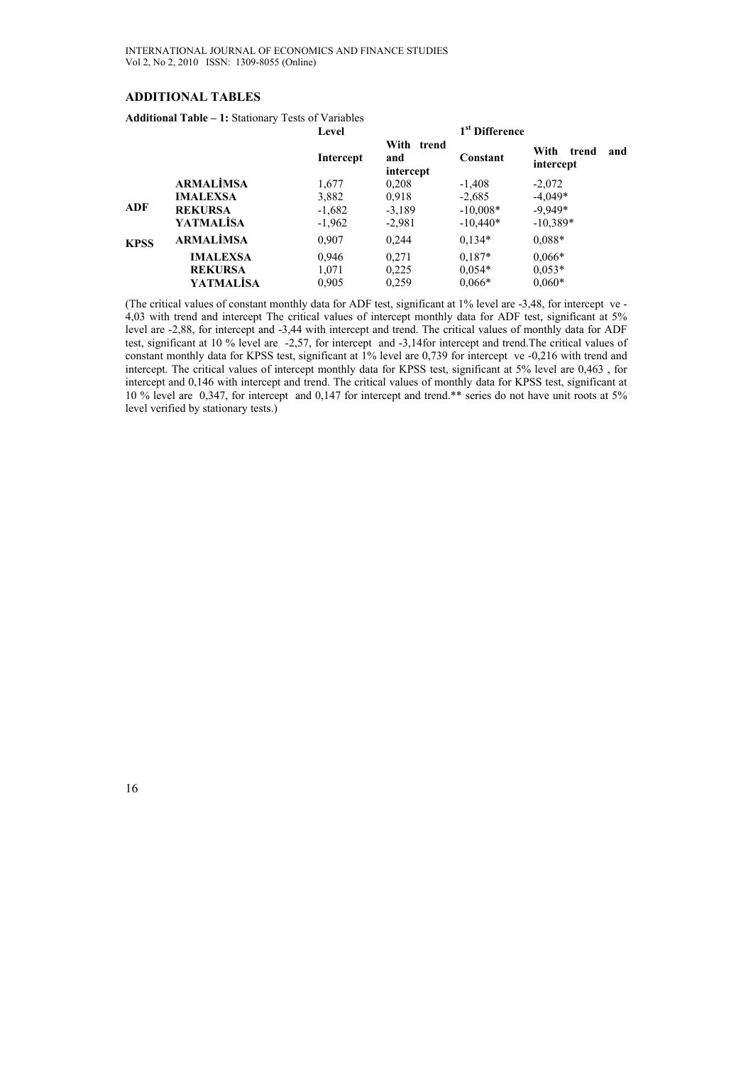## ADDITIONAL TABLES

**Additional Table – 1:** Stationary Tests of Variables

| | | Level | | 1st Difference | |
|---|---|---|---|---|---|
| | | **Intercept** | **With trend and intercept** | **Constant** | **With trend and intercept** |
| **ADF** | **ARMALİMSA** | 1,677 | 0,208 | -1,408 | -2,072 |
| | **IMALEXSA** | 3,882 | 0,918 | -2,685 | -4,049* |
| | **REKURSA** | -1,682 | -3,189 | -10,008* | -9,949* |
| | **YATMALİSA** | -1,962 | -2,981 | -10,440* | -10,389* |
| **KPSS** | **ARMALİMSA** | 0,907 | 0,244 | 0,134* | 0,088* |
| | **IMALEXSA** | 0,946 | 0,271 | 0,187* | 0,066* |
| | **REKURSA** | 1,071 | 0,225 | 0,054* | 0,053* |
| | **YATMALİSA** | 0,905 | 0,259 | 0,066* | 0,060* |

(The critical values of constant monthly data for ADF test, significant at 1% level are -3,48, for intercept ve -4,03 with trend and intercept The critical values of intercept monthly data for ADF test, significant at 5% level are -2,88, for intercept and -3,44 with intercept and trend. The critical values of monthly data for ADF test, significant at 10 % level are -2,57, for intercept and -3,14for intercept and trend.The critical values of constant monthly data for KPSS test, significant at 1% level are 0,739 for intercept ve -0,216 with trend and intercept. The critical values of intercept monthly data for KPSS test, significant at 5% level are 0,463 , for intercept and 0,146 with intercept and trend. The critical values of monthly data for KPSS test, significant at 10 % level are 0,347, for intercept and 0,147 for intercept and trend.** series do not have unit roots at 5% level verified by stationary tests.)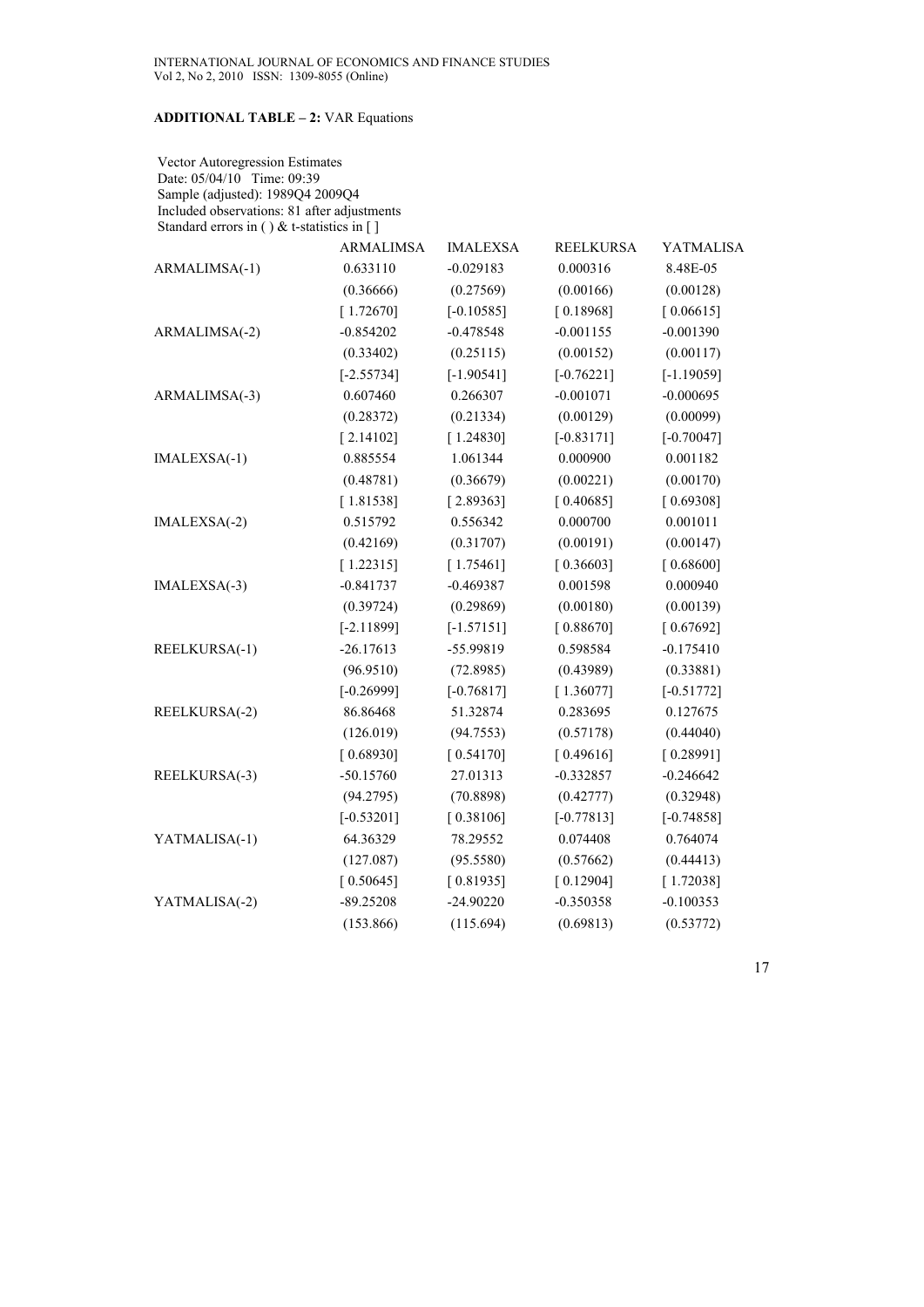**ADDITIONAL TABLE – 2:** VAR Equations

Vector Autoregression Estimates
Date: 05/04/10 Time: 09:39
Sample (adjusted): 1989Q4 2009Q4
Included observations: 81 after adjustments
Standard errors in ( ) & t-statistics in [ ]

| | ARMALIMSA | IMALEXSA | REELKURSA | YATMALISA |
|---|---|---|---|---|
| ARMALIMSA(-1) | 0.633110 | -0.029183 | 0.000316 | 8.48E-05 |
| | (0.36666) | (0.27569) | (0.00166) | (0.00128) |
| | [ 1.72670] | [-0.10585] | [ 0.18968] | [ 0.06615] |
| ARMALIMSA(-2) | -0.854202 | -0.478548 | -0.001155 | -0.001390 |
| | (0.33402) | (0.25115) | (0.00152) | (0.00117) |
| | [-2.55734] | [-1.90541] | [-0.76221] | [-1.19059] |
| ARMALIMSA(-3) | 0.607460 | 0.266307 | -0.001071 | -0.000695 |
| | (0.28372) | (0.21334) | (0.00129) | (0.00099) |
| | [ 2.14102] | [ 1.24830] | [-0.83171] | [-0.70047] |
| IMALEXSA(-1) | 0.885554 | 1.061344 | 0.000900 | 0.001182 |
| | (0.48781) | (0.36679) | (0.00221) | (0.00170) |
| | [ 1.81538] | [ 2.89363] | [ 0.40685] | [ 0.69308] |
| IMALEXSA(-2) | 0.515792 | 0.556342 | 0.000700 | 0.001011 |
| | (0.42169) | (0.31707) | (0.00191) | (0.00147) |
| | [ 1.22315] | [ 1.75461] | [ 0.36603] | [ 0.68600] |
| IMALEXSA(-3) | -0.841737 | -0.469387 | 0.001598 | 0.000940 |
| | (0.39724) | (0.29869) | (0.00180) | (0.00139) |
| | [-2.11899] | [-1.57151] | [ 0.88670] | [ 0.67692] |
| REELKURSA(-1) | -26.17613 | -55.99819 | 0.598584 | -0.175410 |
| | (96.9510) | (72.8985) | (0.43989) | (0.33881) |
| | [-0.26999] | [-0.76817] | [ 1.36077] | [-0.51772] |
| REELKURSA(-2) | 86.86468 | 51.32874 | 0.283695 | 0.127675 |
| | (126.019) | (94.7553) | (0.57178) | (0.44040) |
| | [ 0.68930] | [ 0.54170] | [ 0.49616] | [ 0.28991] |
| REELKURSA(-3) | -50.15760 | 27.01313 | -0.332857 | -0.246642 |
| | (94.2795) | (70.8898) | (0.42777) | (0.32948) |
| | [-0.53201] | [ 0.38106] | [-0.77813] | [-0.74858] |
| YATMALISA(-1) | 64.36329 | 78.29552 | 0.074408 | 0.764074 |
| | (127.087) | (95.5580) | (0.57662) | (0.44413) |
| | [ 0.50645] | [ 0.81935] | [ 0.12904] | [ 1.72038] |
| YATMALISA(-2) | -89.25208 | -24.90220 | -0.350358 | -0.100353 |
| | (153.866) | (115.694) | (0.69813) | (0.53772) |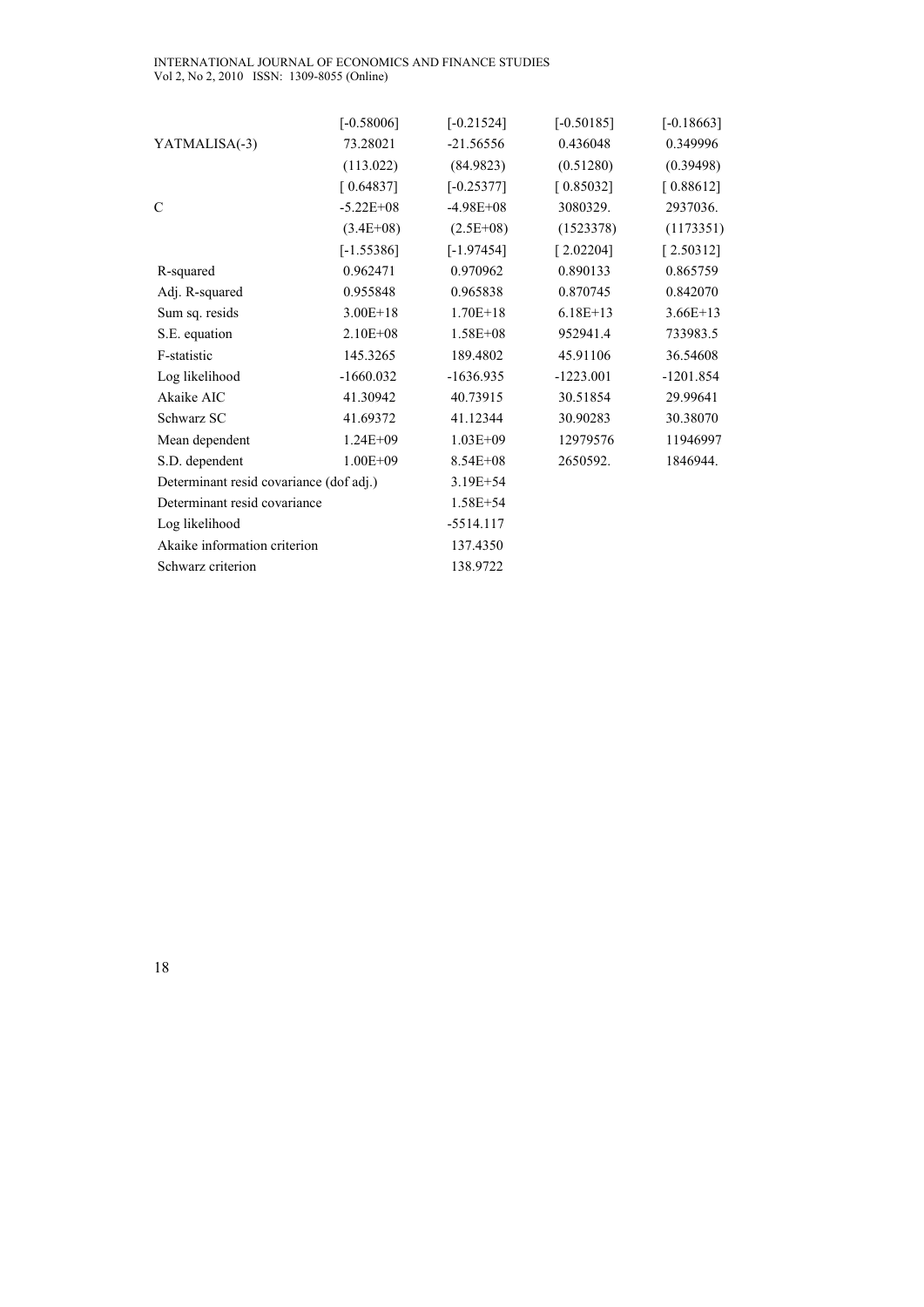| | | | | |
|---|---|---|---|---|
| | [-0.58006] | [-0.21524] | [-0.50185] | [-0.18663] |
| YATMALISA(-3) | 73.28021 | -21.56556 | 0.436048 | 0.349996 |
| | (113.022) | (84.9823) | (0.51280) | (0.39498) |
| | [ 0.64837] | [-0.25377] | [ 0.85032] | [ 0.88612] |
| C | -5.22E+08 | -4.98E+08 | 3080329. | 2937036. |
| | (3.4E+08) | (2.5E+08) | (1523378) | (1173351) |
| | [-1.55386] | [-1.97454] | [ 2.02204] | [ 2.50312] |
| R-squared | 0.962471 | 0.970962 | 0.890133 | 0.865759 |
| Adj. R-squared | 0.955848 | 0.965838 | 0.870745 | 0.842070 |
| Sum sq. resids | 3.00E+18 | 1.70E+18 | 6.18E+13 | 3.66E+13 |
| S.E. equation | 2.10E+08 | 1.58E+08 | 952941.4 | 733983.5 |
| F-statistic | 145.3265 | 189.4802 | 45.91106 | 36.54608 |
| Log likelihood | -1660.032 | -1636.935 | -1223.001 | -1201.854 |
| Akaike AIC | 41.30942 | 40.73915 | 30.51854 | 29.99641 |
| Schwarz SC | 41.69372 | 41.12344 | 30.90283 | 30.38070 |
| Mean dependent | 1.24E+09 | 1.03E+09 | 12979576 | 11946997 |
| S.D. dependent | 1.00E+09 | 8.54E+08 | 2650592. | 1846944. |
| Determinant resid covariance (dof adj.) | | 3.19E+54 | | |
| Determinant resid covariance | | 1.58E+54 | | |
| Log likelihood | | -5514.117 | | |
| Akaike information criterion | | 137.4350 | | |
| Schwarz criterion | | 138.9722 | | |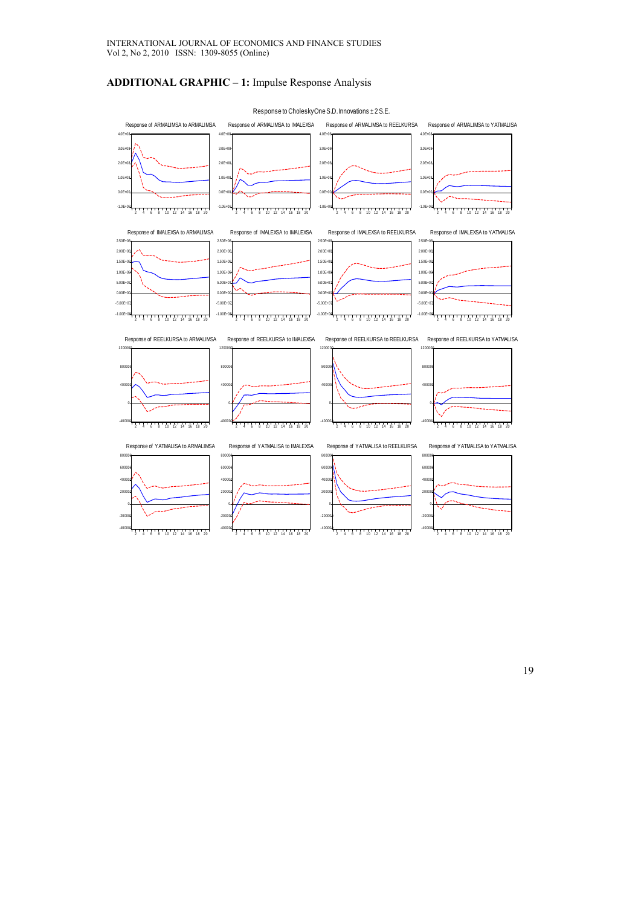## ADDITIONAL GRAPHIC – 1: Impulse Response Analysis

Response to Cholesky One S.D. Innovations ± 2 S.E.

Response of ARMALIMSA to ARMALIMSA

Response of ARMALIMSA to IMALEXSA

Response of ARMALIMSA to REELKURSA

Response of ARMALIMSA to YATMALISA

Response of IMALEXSA to ARMALIMSA

Response of IMALEXSA to IMALEXSA

Response of IMALEXSA to REELKURSA

Response of IMALEXSA to YATMALISA

Response of REELKURSA to ARMALIMSA

Response of REELKURSA to IMALEXSA

Response of REELKURSA to REELKURSA

Response of REELKURSA to YATMALISA

Response of YATMALISA to ARMALIMSA

Response of YATMALISA to IMALEXSA

Response of YATMALISA to REELKURSA

Response of YATMALISA to YATMALISA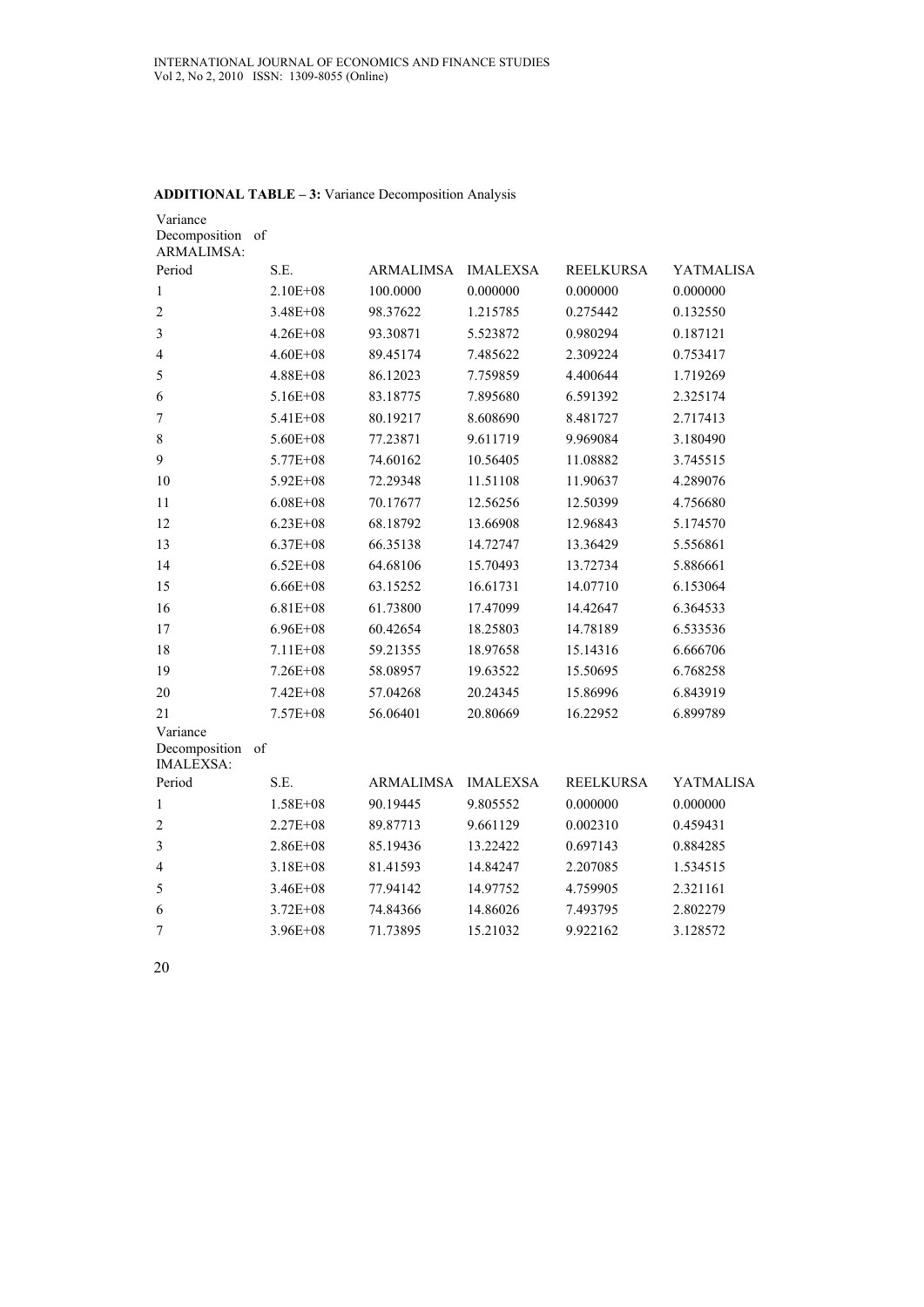**ADDITIONAL TABLE – 3:** Variance Decomposition Analysis

Variance Decomposition of ARMALIMSA:

| Period | S.E. | ARMALIMSA | IMALEXSA | REELKURSA | YATMALISA |
|---|---|---|---|---|---|
| 1 | 2.10E+08 | 100.0000 | 0.000000 | 0.000000 | 0.000000 |
| 2 | 3.48E+08 | 98.37622 | 1.215785 | 0.275442 | 0.132550 |
| 3 | 4.26E+08 | 93.30871 | 5.523872 | 0.980294 | 0.187121 |
| 4 | 4.60E+08 | 89.45174 | 7.485622 | 2.309224 | 0.753417 |
| 5 | 4.88E+08 | 86.12023 | 7.759859 | 4.400644 | 1.719269 |
| 6 | 5.16E+08 | 83.18775 | 7.895680 | 6.591392 | 2.325174 |
| 7 | 5.41E+08 | 80.19217 | 8.608690 | 8.481727 | 2.717413 |
| 8 | 5.60E+08 | 77.23871 | 9.611719 | 9.969084 | 3.180490 |
| 9 | 5.77E+08 | 74.60162 | 10.56405 | 11.08882 | 3.745515 |
| 10 | 5.92E+08 | 72.29348 | 11.51108 | 11.90637 | 4.289076 |
| 11 | 6.08E+08 | 70.17677 | 12.56256 | 12.50399 | 4.756680 |
| 12 | 6.23E+08 | 68.18792 | 13.66908 | 12.96843 | 5.174570 |
| 13 | 6.37E+08 | 66.35138 | 14.72747 | 13.36429 | 5.556861 |
| 14 | 6.52E+08 | 64.68106 | 15.70493 | 13.72734 | 5.886661 |
| 15 | 6.66E+08 | 63.15252 | 16.61731 | 14.07710 | 6.153064 |
| 16 | 6.81E+08 | 61.73800 | 17.47099 | 14.42647 | 6.364533 |
| 17 | 6.96E+08 | 60.42654 | 18.25803 | 14.78189 | 6.533536 |
| 18 | 7.11E+08 | 59.21355 | 18.97658 | 15.14316 | 6.666706 |
| 19 | 7.26E+08 | 58.08957 | 19.63522 | 15.50695 | 6.768258 |
| 20 | 7.42E+08 | 57.04268 | 20.24345 | 15.86996 | 6.843919 |
| 21 | 7.57E+08 | 56.06401 | 20.80669 | 16.22952 | 6.899789 |

Variance Decomposition of IMALEXSA:

| Period | S.E. | ARMALIMSA | IMALEXSA | REELKURSA | YATMALISA |
|---|---|---|---|---|---|
| 1 | 1.58E+08 | 90.19445 | 9.805552 | 0.000000 | 0.000000 |
| 2 | 2.27E+08 | 89.87713 | 9.661129 | 0.002310 | 0.459431 |
| 3 | 2.86E+08 | 85.19436 | 13.22422 | 0.697143 | 0.884285 |
| 4 | 3.18E+08 | 81.41593 | 14.84247 | 2.207085 | 1.534515 |
| 5 | 3.46E+08 | 77.94142 | 14.97752 | 4.759905 | 2.321161 |
| 6 | 3.72E+08 | 74.84366 | 14.86026 | 7.493795 | 2.802279 |
| 7 | 3.96E+08 | 71.73895 | 15.21032 | 9.922162 | 3.128572 |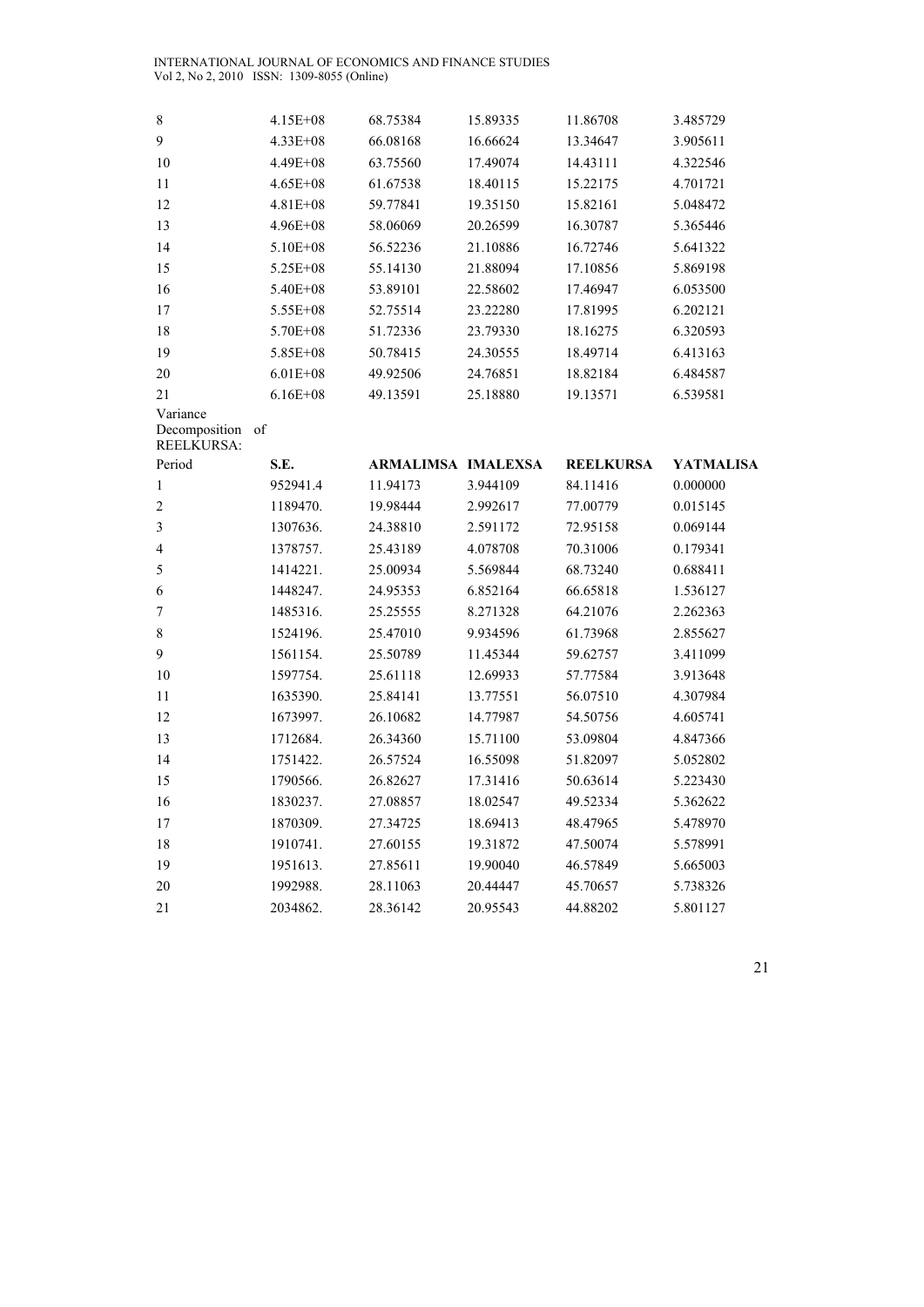| | | | | | |
|---|---|---|---|---|---|
| 8 | 4.15E+08 | 68.75384 | 15.89335 | 11.86708 | 3.485729 |
| 9 | 4.33E+08 | 66.08168 | 16.66624 | 13.34647 | 3.905611 |
| 10 | 4.49E+08 | 63.75560 | 17.49074 | 14.43111 | 4.322546 |
| 11 | 4.65E+08 | 61.67538 | 18.40115 | 15.22175 | 4.701721 |
| 12 | 4.81E+08 | 59.77841 | 19.35150 | 15.82161 | 5.048472 |
| 13 | 4.96E+08 | 58.06069 | 20.26599 | 16.30787 | 5.365446 |
| 14 | 5.10E+08 | 56.52236 | 21.10886 | 16.72746 | 5.641322 |
| 15 | 5.25E+08 | 55.14130 | 21.88094 | 17.10856 | 5.869198 |
| 16 | 5.40E+08 | 53.89101 | 22.58602 | 17.46947 | 6.053500 |
| 17 | 5.55E+08 | 52.75514 | 23.22280 | 17.81995 | 6.202121 |
| 18 | 5.70E+08 | 51.72336 | 23.79330 | 18.16275 | 6.320593 |
| 19 | 5.85E+08 | 50.78415 | 24.30555 | 18.49714 | 6.413163 |
| 20 | 6.01E+08 | 49.92506 | 24.76851 | 18.82184 | 6.484587 |
| 21 | 6.16E+08 | 49.13591 | 25.18880 | 19.13571 | 6.539581 |

Variance Decomposition of REELKURSA:

| Period | **S.E.** | **ARMALIMSA** | **IMALEXSA** | **REELKURSA** | **YATMALISA** |
|---|---|---|---|---|---|
| 1 | 952941.4 | 11.94173 | 3.944109 | 84.11416 | 0.000000 |
| 2 | 1189470. | 19.98444 | 2.992617 | 77.00779 | 0.015145 |
| 3 | 1307636. | 24.38810 | 2.591172 | 72.95158 | 0.069144 |
| 4 | 1378757. | 25.43189 | 4.078708 | 70.31006 | 0.179341 |
| 5 | 1414221. | 25.00934 | 5.569844 | 68.73240 | 0.688411 |
| 6 | 1448247. | 24.95353 | 6.852164 | 66.65818 | 1.536127 |
| 7 | 1485316. | 25.25555 | 8.271328 | 64.21076 | 2.262363 |
| 8 | 1524196. | 25.47010 | 9.934596 | 61.73968 | 2.855627 |
| 9 | 1561154. | 25.50789 | 11.45344 | 59.62757 | 3.411099 |
| 10 | 1597754. | 25.61118 | 12.69933 | 57.77584 | 3.913648 |
| 11 | 1635390. | 25.84141 | 13.77551 | 56.07510 | 4.307984 |
| 12 | 1673997. | 26.10682 | 14.77987 | 54.50756 | 4.605741 |
| 13 | 1712684. | 26.34360 | 15.71100 | 53.09804 | 4.847366 |
| 14 | 1751422. | 26.57524 | 16.55098 | 51.82097 | 5.052802 |
| 15 | 1790566. | 26.82627 | 17.31416 | 50.63614 | 5.223430 |
| 16 | 1830237. | 27.08857 | 18.02547 | 49.52334 | 5.362622 |
| 17 | 1870309. | 27.34725 | 18.69413 | 48.47965 | 5.478970 |
| 18 | 1910741. | 27.60155 | 19.31872 | 47.50074 | 5.578991 |
| 19 | 1951613. | 27.85611 | 19.90040 | 46.57849 | 5.665003 |
| 20 | 1992988. | 28.11063 | 20.44447 | 45.70657 | 5.738326 |
| 21 | 2034862. | 28.36142 | 20.95543 | 44.88202 | 5.801127 |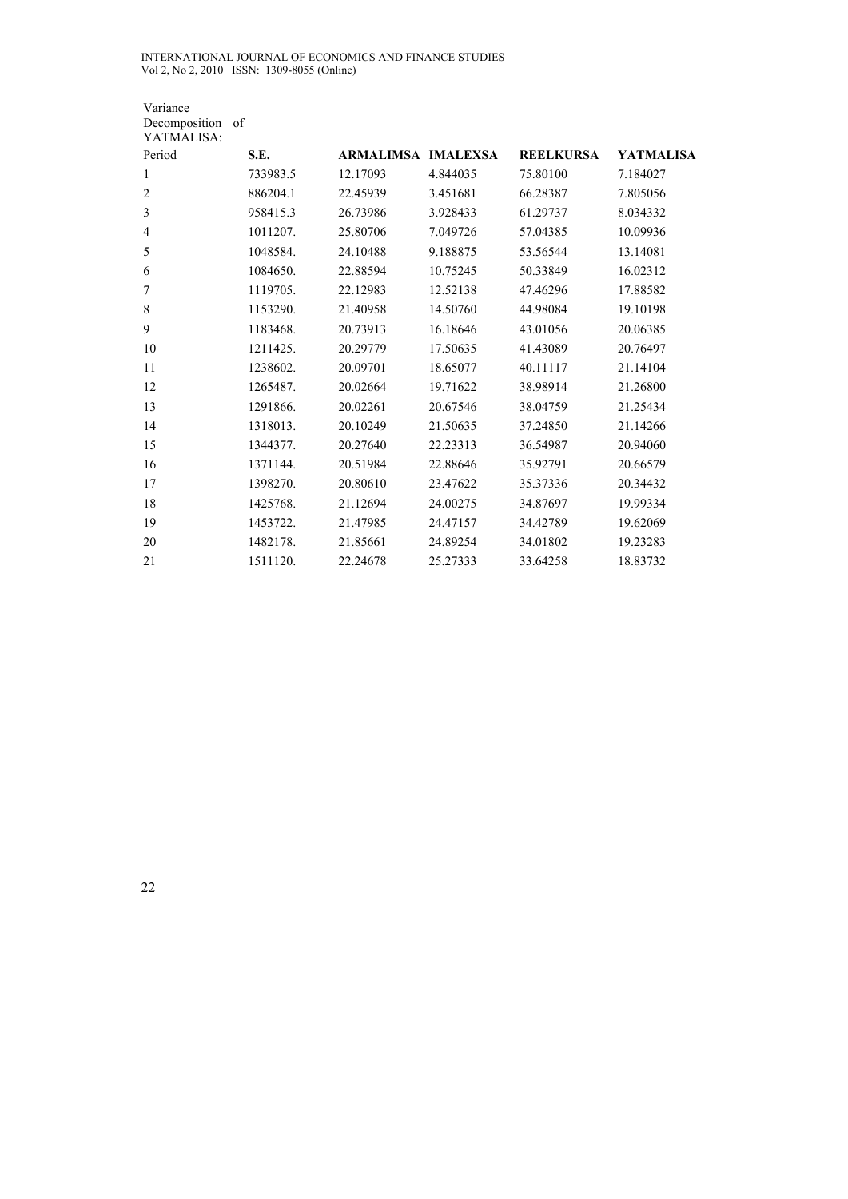Variance Decomposition of YATMALISA:

| Period | S.E. | ARMALIMSA | IMALEXSA | REELKURSA | YATMALISA |
|---|---|---|---|---|---|
| 1 | 733983.5 | 12.17093 | 4.844035 | 75.80100 | 7.184027 |
| 2 | 886204.1 | 22.45939 | 3.451681 | 66.28387 | 7.805056 |
| 3 | 958415.3 | 26.73986 | 3.928433 | 61.29737 | 8.034332 |
| 4 | 1011207. | 25.80706 | 7.049726 | 57.04385 | 10.09936 |
| 5 | 1048584. | 24.10488 | 9.188875 | 53.56544 | 13.14081 |
| 6 | 1084650. | 22.88594 | 10.75245 | 50.33849 | 16.02312 |
| 7 | 1119705. | 22.12983 | 12.52138 | 47.46296 | 17.88582 |
| 8 | 1153290. | 21.40958 | 14.50760 | 44.98084 | 19.10198 |
| 9 | 1183468. | 20.73913 | 16.18646 | 43.01056 | 20.06385 |
| 10 | 1211425. | 20.29779 | 17.50635 | 41.43089 | 20.76497 |
| 11 | 1238602. | 20.09701 | 18.65077 | 40.11117 | 21.14104 |
| 12 | 1265487. | 20.02664 | 19.71622 | 38.98914 | 21.26800 |
| 13 | 1291866. | 20.02261 | 20.67546 | 38.04759 | 21.25434 |
| 14 | 1318013. | 20.10249 | 21.50635 | 37.24850 | 21.14266 |
| 15 | 1344377. | 20.27640 | 22.23313 | 36.54987 | 20.94060 |
| 16 | 1371144. | 20.51984 | 22.88646 | 35.92791 | 20.66579 |
| 17 | 1398270. | 20.80610 | 23.47622 | 35.37336 | 20.34432 |
| 18 | 1425768. | 21.12694 | 24.00275 | 34.87697 | 19.99334 |
| 19 | 1453722. | 21.47985 | 24.47157 | 34.42789 | 19.62069 |
| 20 | 1482178. | 21.85661 | 24.89254 | 34.01802 | 19.23283 |
| 21 | 1511120. | 22.24678 | 25.27333 | 33.64258 | 18.83732 |